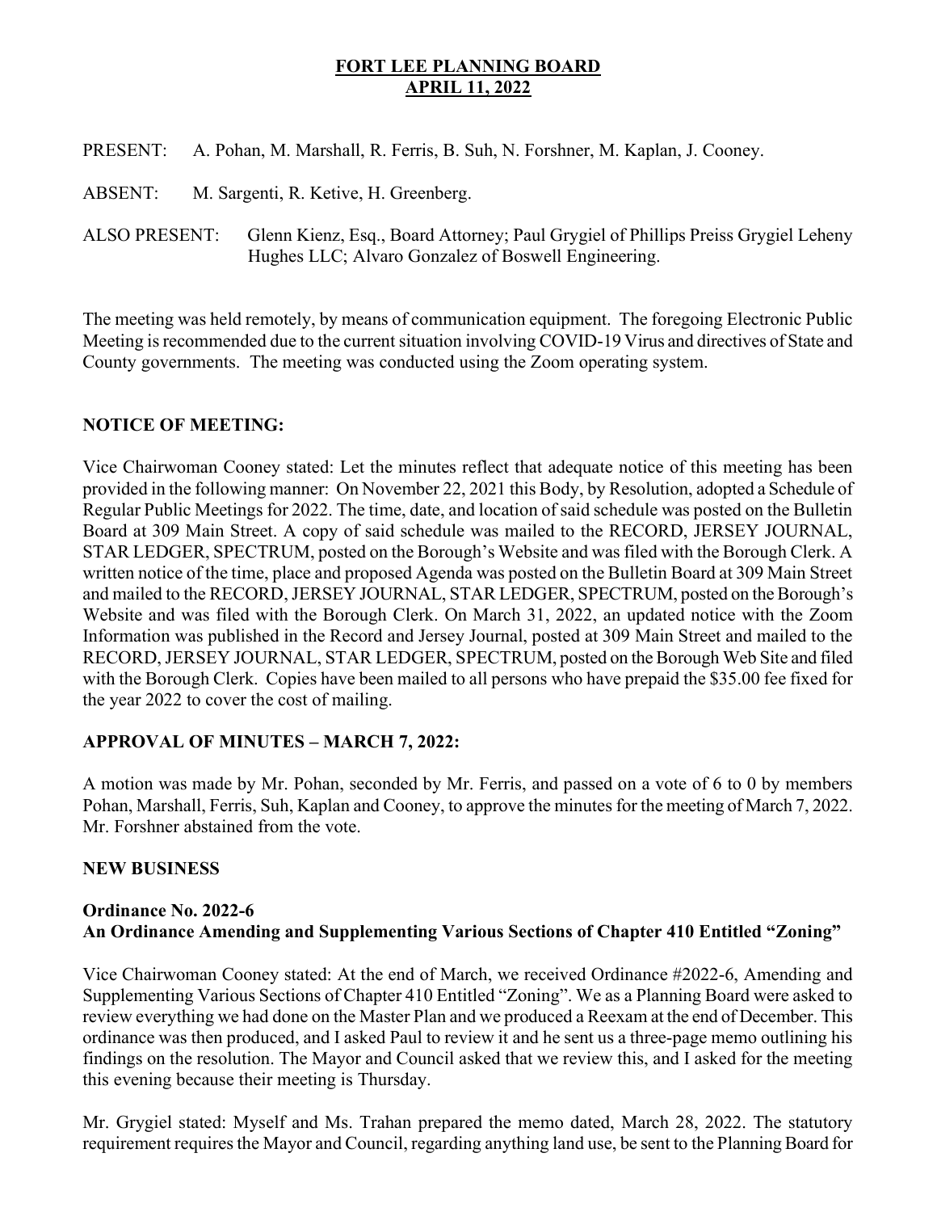# FORT LEE PLANNING BOARD
## APRIL 11, 2022

PRESENT: A. Pohan, M. Marshall, R. Ferris, B. Suh, N. Forshner, M. Kaplan, J. Cooney.

ABSENT: M. Sargenti, R. Ketive, H. Greenberg.

ALSO PRESENT: Glenn Kienz, Esq., Board Attorney; Paul Grygiel of Phillips Preiss Grygiel Leheny Hughes LLC; Alvaro Gonzalez of Boswell Engineering.

The meeting was held remotely, by means of communication equipment. The foregoing Electronic Public Meeting is recommended due to the current situation involving COVID-19 Virus and directives of State and County governments. The meeting was conducted using the Zoom operating system.

**NOTICE OF MEETING:**

Vice Chairwoman Cooney stated: Let the minutes reflect that adequate notice of this meeting has been provided in the following manner: On November 22, 2021 this Body, by Resolution, adopted a Schedule of Regular Public Meetings for 2022. The time, date, and location of said schedule was posted on the Bulletin Board at 309 Main Street. A copy of said schedule was mailed to the RECORD, JERSEY JOURNAL, STAR LEDGER, SPECTRUM, posted on the Borough's Website and was filed with the Borough Clerk. A written notice of the time, place and proposed Agenda was posted on the Bulletin Board at 309 Main Street and mailed to the RECORD, JERSEY JOURNAL, STAR LEDGER, SPECTRUM, posted on the Borough's Website and was filed with the Borough Clerk. On March 31, 2022, an updated notice with the Zoom Information was published in the Record and Jersey Journal, posted at 309 Main Street and mailed to the RECORD, JERSEY JOURNAL, STAR LEDGER, SPECTRUM, posted on the Borough Web Site and filed with the Borough Clerk. Copies have been mailed to all persons who have prepaid the $35.00 fee fixed for the year 2022 to cover the cost of mailing.

**APPROVAL OF MINUTES – MARCH 7, 2022:**

A motion was made by Mr. Pohan, seconded by Mr. Ferris, and passed on a vote of 6 to 0 by members Pohan, Marshall, Ferris, Suh, Kaplan and Cooney, to approve the minutes for the meeting of March 7, 2022. Mr. Forshner abstained from the vote.

**NEW BUSINESS**

**Ordinance No. 2022-6**
**An Ordinance Amending and Supplementing Various Sections of Chapter 410 Entitled "Zoning"**

Vice Chairwoman Cooney stated: At the end of March, we received Ordinance #2022-6, Amending and Supplementing Various Sections of Chapter 410 Entitled "Zoning". We as a Planning Board were asked to review everything we had done on the Master Plan and we produced a Reexam at the end of December. This ordinance was then produced, and I asked Paul to review it and he sent us a three-page memo outlining his findings on the resolution. The Mayor and Council asked that we review this, and I asked for the meeting this evening because their meeting is Thursday.

Mr. Grygiel stated: Myself and Ms. Trahan prepared the memo dated, March 28, 2022. The statutory requirement requires the Mayor and Council, regarding anything land use, be sent to the Planning Board for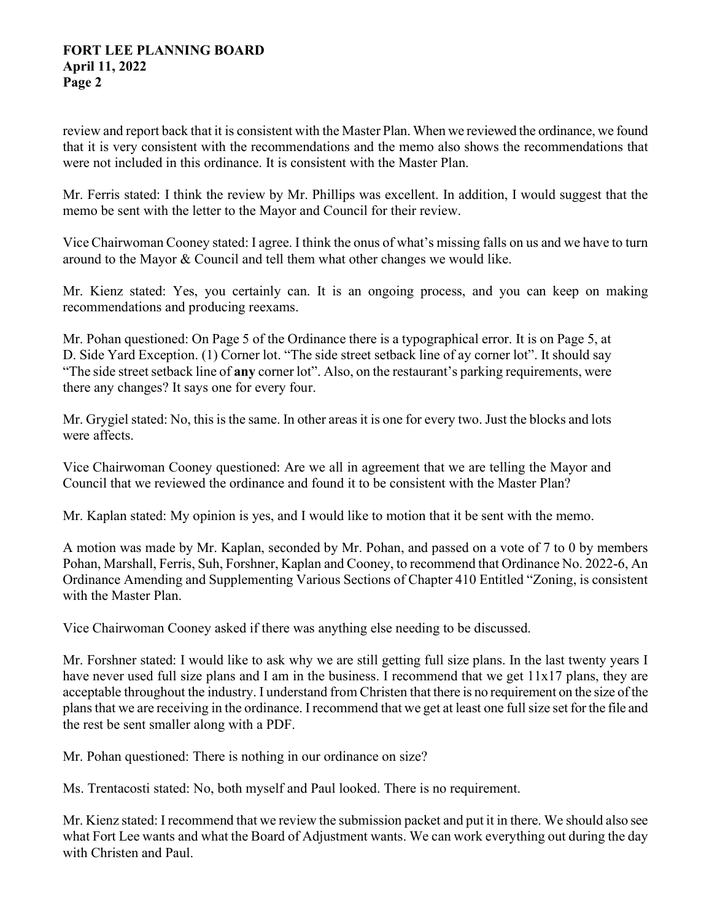review and report back that it is consistent with the Master Plan. When we reviewed the ordinance, we found that it is very consistent with the recommendations and the memo also shows the recommendations that were not included in this ordinance. It is consistent with the Master Plan.

Mr. Ferris stated: I think the review by Mr. Phillips was excellent. In addition, I would suggest that the memo be sent with the letter to the Mayor and Council for their review.

Vice Chairwoman Cooney stated: I agree. I think the onus of what's missing falls on us and we have to turn around to the Mayor & Council and tell them what other changes we would like.

Mr. Kienz stated: Yes, you certainly can. It is an ongoing process, and you can keep on making recommendations and producing reexams.

Mr. Pohan questioned: On Page 5 of the Ordinance there is a typographical error. It is on Page 5, at D. Side Yard Exception. (1) Corner lot. "The side street setback line of ay corner lot". It should say "The side street setback line of **any** corner lot". Also, on the restaurant's parking requirements, were there any changes? It says one for every four.

Mr. Grygiel stated: No, this is the same. In other areas it is one for every two. Just the blocks and lots were affects.

Vice Chairwoman Cooney questioned: Are we all in agreement that we are telling the Mayor and Council that we reviewed the ordinance and found it to be consistent with the Master Plan?

Mr. Kaplan stated: My opinion is yes, and I would like to motion that it be sent with the memo.

A motion was made by Mr. Kaplan, seconded by Mr. Pohan, and passed on a vote of 7 to 0 by members Pohan, Marshall, Ferris, Suh, Forshner, Kaplan and Cooney, to recommend that Ordinance No. 2022-6, An Ordinance Amending and Supplementing Various Sections of Chapter 410 Entitled "Zoning, is consistent with the Master Plan.

Vice Chairwoman Cooney asked if there was anything else needing to be discussed.

Mr. Forshner stated: I would like to ask why we are still getting full size plans. In the last twenty years I have never used full size plans and I am in the business. I recommend that we get 11x17 plans, they are acceptable throughout the industry. I understand from Christen that there is no requirement on the size of the plans that we are receiving in the ordinance. I recommend that we get at least one full size set for the file and the rest be sent smaller along with a PDF.

Mr. Pohan questioned: There is nothing in our ordinance on size?

Ms. Trentacosti stated: No, both myself and Paul looked. There is no requirement.

Mr. Kienz stated: I recommend that we review the submission packet and put it in there. We should also see what Fort Lee wants and what the Board of Adjustment wants. We can work everything out during the day with Christen and Paul.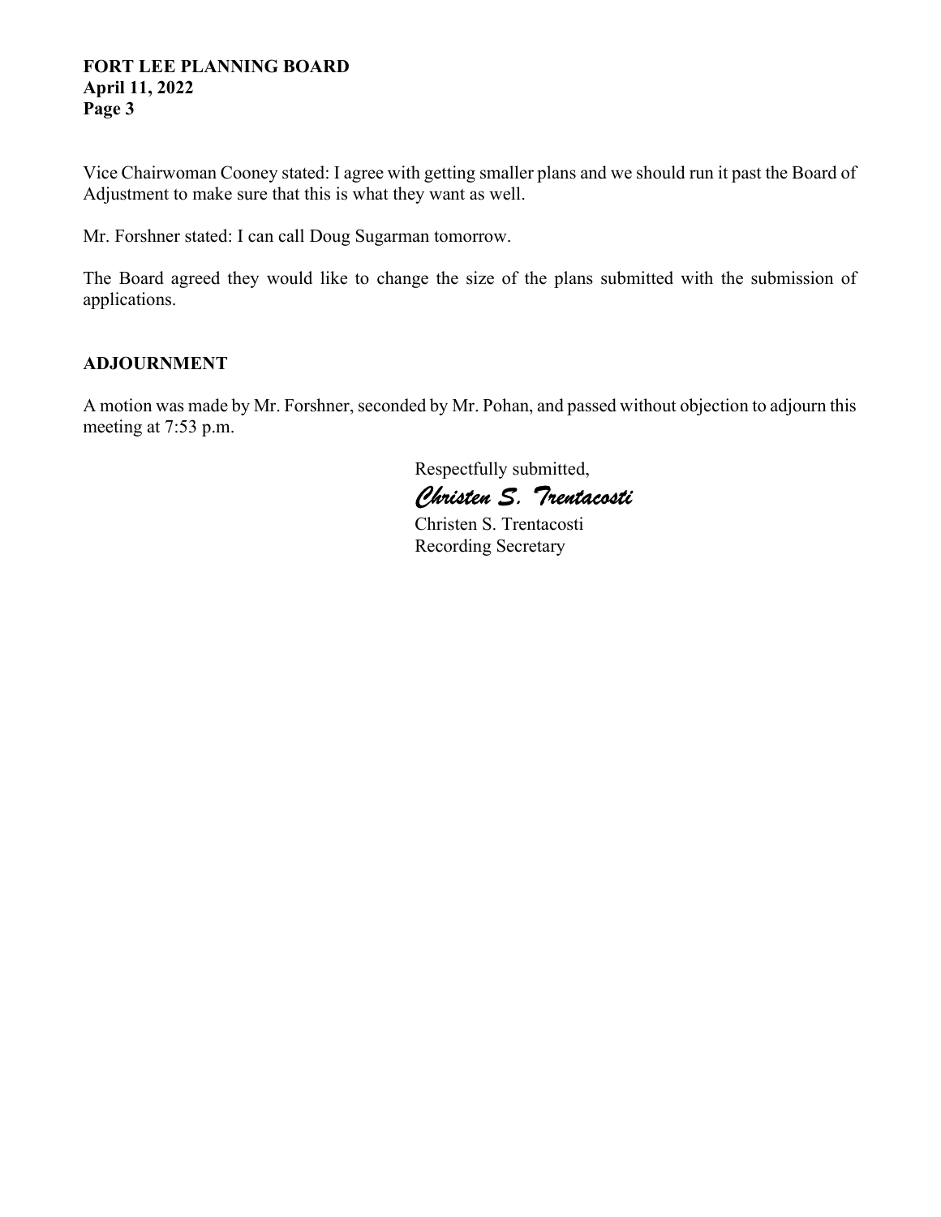Vice Chairwoman Cooney stated: I agree with getting smaller plans and we should run it past the Board of Adjustment to make sure that this is what they want as well.

Mr. Forshner stated: I can call Doug Sugarman tomorrow.

The Board agreed they would like to change the size of the plans submitted with the submission of applications.

## ADJOURNMENT

A motion was made by Mr. Forshner, seconded by Mr. Pohan, and passed without objection to adjourn this meeting at 7:53 p.m.

Respectfully submitted,

*Christen S. Trentacosti*

Christen S. Trentacosti
Recording Secretary